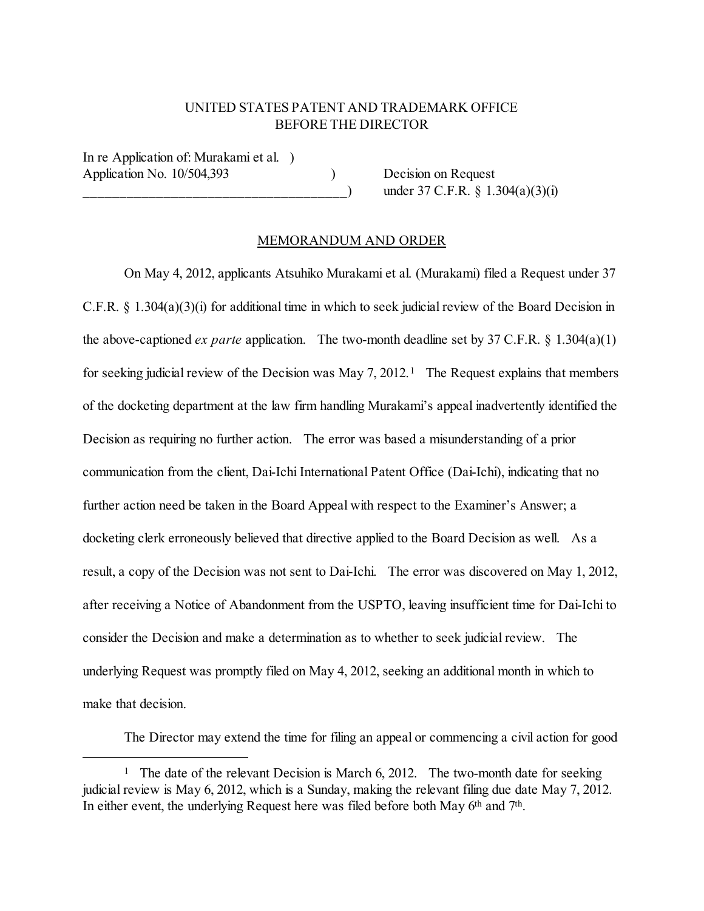UNITED STATES PATENT AND TRADEMARK OFFICE
BEFORE THE DIRECTOR

In re Application of: Murakami et al. )
Application No. 10/504,393 ) Decision on Request
_______________________________________) under 37 C.F.R. § 1.304(a)(3)(i)

## MEMORANDUM AND ORDER

On May 4, 2012, applicants Atsuhiko Murakami et al. (Murakami) filed a Request under 37 C.F.R. § 1.304(a)(3)(i) for additional time in which to seek judicial review of the Board Decision in the above-captioned *ex parte* application. The two-month deadline set by 37 C.F.R. § 1.304(a)(1) for seeking judicial review of the Decision was May 7, 2012.[1] The Request explains that members of the docketing department at the law firm handling Murakami's appeal inadvertently identified the Decision as requiring no further action. The error was based a misunderstanding of a prior communication from the client, Dai-Ichi International Patent Office (Dai-Ichi), indicating that no further action need be taken in the Board Appeal with respect to the Examiner's Answer; a docketing clerk erroneously believed that directive applied to the Board Decision as well. As a result, a copy of the Decision was not sent to Dai-Ichi. The error was discovered on May 1, 2012, after receiving a Notice of Abandonment from the USPTO, leaving insufficient time for Dai-Ichi to consider the Decision and make a determination as to whether to seek judicial review. The underlying Request was promptly filed on May 4, 2012, seeking an additional month in which to make that decision.

The Director may extend the time for filing an appeal or commencing a civil action for good

[1] The date of the relevant Decision is March 6, 2012. The two-month date for seeking judicial review is May 6, 2012, which is a Sunday, making the relevant filing due date May 7, 2012. In either event, the underlying Request here was filed before both May 6th and 7th.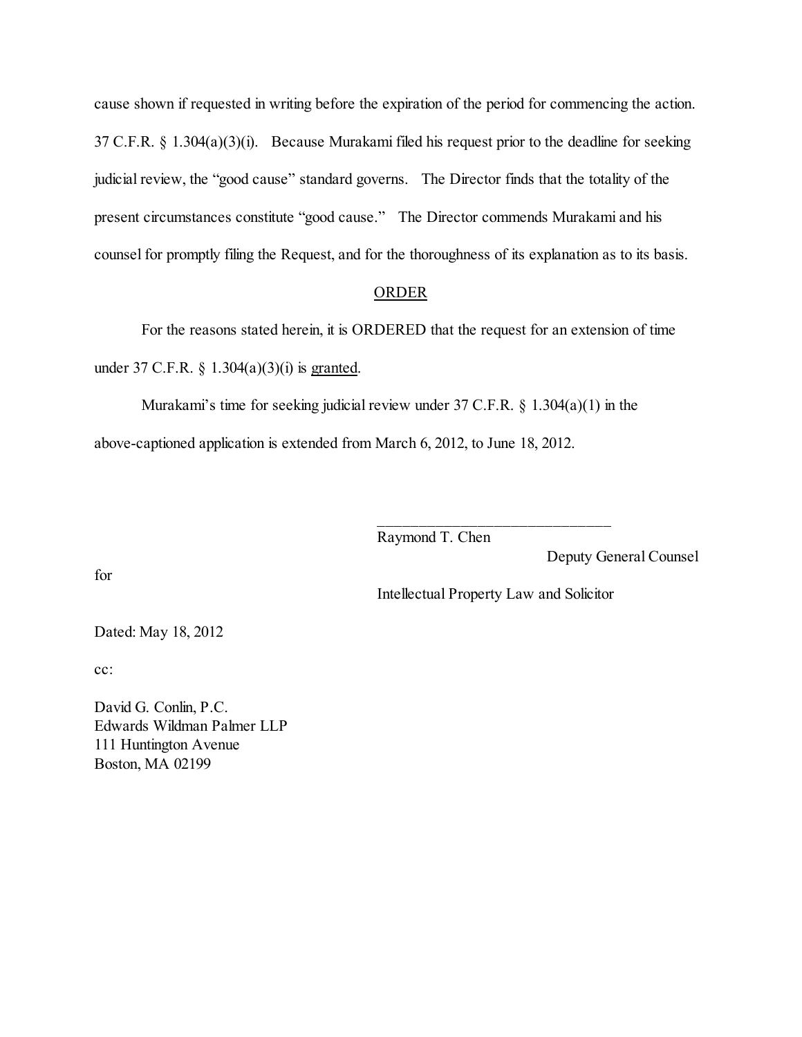cause shown if requested in writing before the expiration of the period for commencing the action. 37 C.F.R. § 1.304(a)(3)(i). Because Murakami filed his request prior to the deadline for seeking judicial review, the "good cause" standard governs. The Director finds that the totality of the present circumstances constitute "good cause." The Director commends Murakami and his counsel for promptly filing the Request, and for the thoroughness of its explanation as to its basis.

## ORDER

For the reasons stated herein, it is ORDERED that the request for an extension of time under 37 C.F.R. § 1.304(a)(3)(i) is granted.

Murakami's time for seeking judicial review under 37 C.F.R. § 1.304(a)(1) in the above-captioned application is extended from March 6, 2012, to June 18, 2012.

______________________________
Raymond T. Chen
Deputy General Counsel
for
Intellectual Property Law and Solicitor

Dated: May 18, 2012

cc:

David G. Conlin, P.C.
Edwards Wildman Palmer LLP
111 Huntington Avenue
Boston, MA 02199